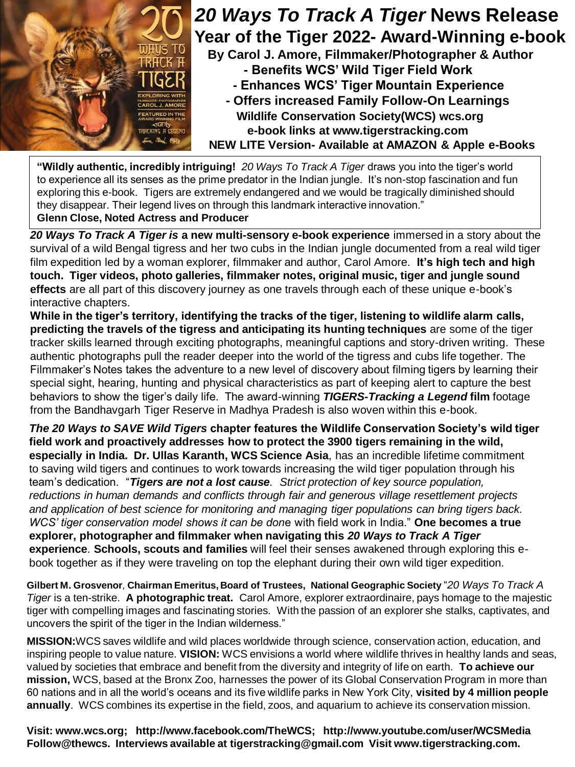# *20 Ways To Track A Tiger* News Release

## Year of the Tiger 2022- Award-Winning e-book

**By Carol J. Amore, Filmmaker/Photographer & Author**

**- Benefits WCS' Wild Tiger Field Work**

**- Enhances WCS' Tiger Mountain Experience**

**- Offers increased Family Follow-On Learnings**

**Wildlife Conservation Society(WCS) wcs.org**

**e-book links at www.tigerstracking.com**

**NEW LITE Version- Available at AMAZON & Apple e-Books**

> **"Wildly authentic, incredibly intriguing!** *20 Ways To Track A Tiger* draws you into the tiger's world to experience all its senses as the prime predator in the Indian jungle. It's non-stop fascination and fun exploring this e-book. Tigers are extremely endangered and we would be tragically diminished should they disappear. Their legend lives on through this landmark interactive innovation."
> **Glenn Close, Noted Actress and Producer**

***20 Ways To Track A Tiger is* a new multi-sensory e-book experience** immersed in a story about the survival of a wild Bengal tigress and her two cubs in the Indian jungle documented from a real wild tiger film expedition led by a woman explorer, filmmaker and author, Carol Amore. **It's high tech and high touch. Tiger videos, photo galleries, filmmaker notes, original music, tiger and jungle sound effects** are all part of this discovery journey as one travels through each of these unique e-book's interactive chapters.

**While in the tiger's territory, identifying the tracks of the tiger, listening to wildlife alarm calls, predicting the travels of the tigress and anticipating its hunting techniques** are some of the tiger tracker skills learned through exciting photographs, meaningful captions and story-driven writing. These authentic photographs pull the reader deeper into the world of the tigress and cubs life together. The Filmmaker's Notes takes the adventure to a new level of discovery about filming tigers by learning their special sight, hearing, hunting and physical characteristics as part of keeping alert to capture the best behaviors to show the tiger's daily life. The award-winning ***TIGERS-Tracking a Legend* film** footage from the Bandhavgarh Tiger Reserve in Madhya Pradesh is also woven within this e-book.

***The 20 Ways to SAVE Wild Tigers* chapter features the Wildlife Conservation Society's wild tiger field work and proactively addresses how to protect the 3900 tigers remaining in the wild, especially in India. Dr. Ullas Karanth, WCS Science Asia**, has an incredible lifetime commitment to saving wild tigers and continues to work towards increasing the wild tiger population through his team's dedication. "***Tigers are not a lost cause****. Strict protection of key source population, reductions in human demands and conflicts through fair and generous village resettlement projects and application of best science for monitoring and managing tiger populations can bring tigers back. WCS' tiger conservation model shows it can be don*e with field work in India." **One becomes a true explorer, photographer and filmmaker when navigating this *20 Ways to Track A Tiger* experience**. **Schools, scouts and families** will feel their senses awakened through exploring this e-book together as if they were traveling on top the elephant during their own wild tiger expedition.

**Gilbert M. Grosvenor, Chairman Emeritus, Board of Trustees, National Geographic Society** "*20 Ways To Track A Tiger* is a ten-strike. **A photographic treat.** Carol Amore, explorer extraordinaire, pays homage to the majestic tiger with compelling images and fascinating stories. With the passion of an explorer she stalks, captivates, and uncovers the spirit of the tiger in the Indian wilderness."

**MISSION:**WCS saves wildlife and wild places worldwide through science, conservation action, education, and inspiring people to value nature. **VISION:** WCS envisions a world where wildlife thrives in healthy lands and seas, valued by societies that embrace and benefit from the diversity and integrity of life on earth. **To achieve our mission,** WCS, based at the Bronx Zoo, harnesses the power of its Global Conservation Program in more than 60 nations and in all the world's oceans and its five wildlife parks in New York City, **visited by 4 million people annually**. WCS combines its expertise in the field, zoos, and aquarium to achieve its conservation mission.

**Visit: www.wcs.org; http://www.facebook.com/TheWCS; http://www.youtube.com/user/WCSMedia Follow@thewcs. Interviews available at tigerstracking@gmail.com Visit www.tigerstracking.com.**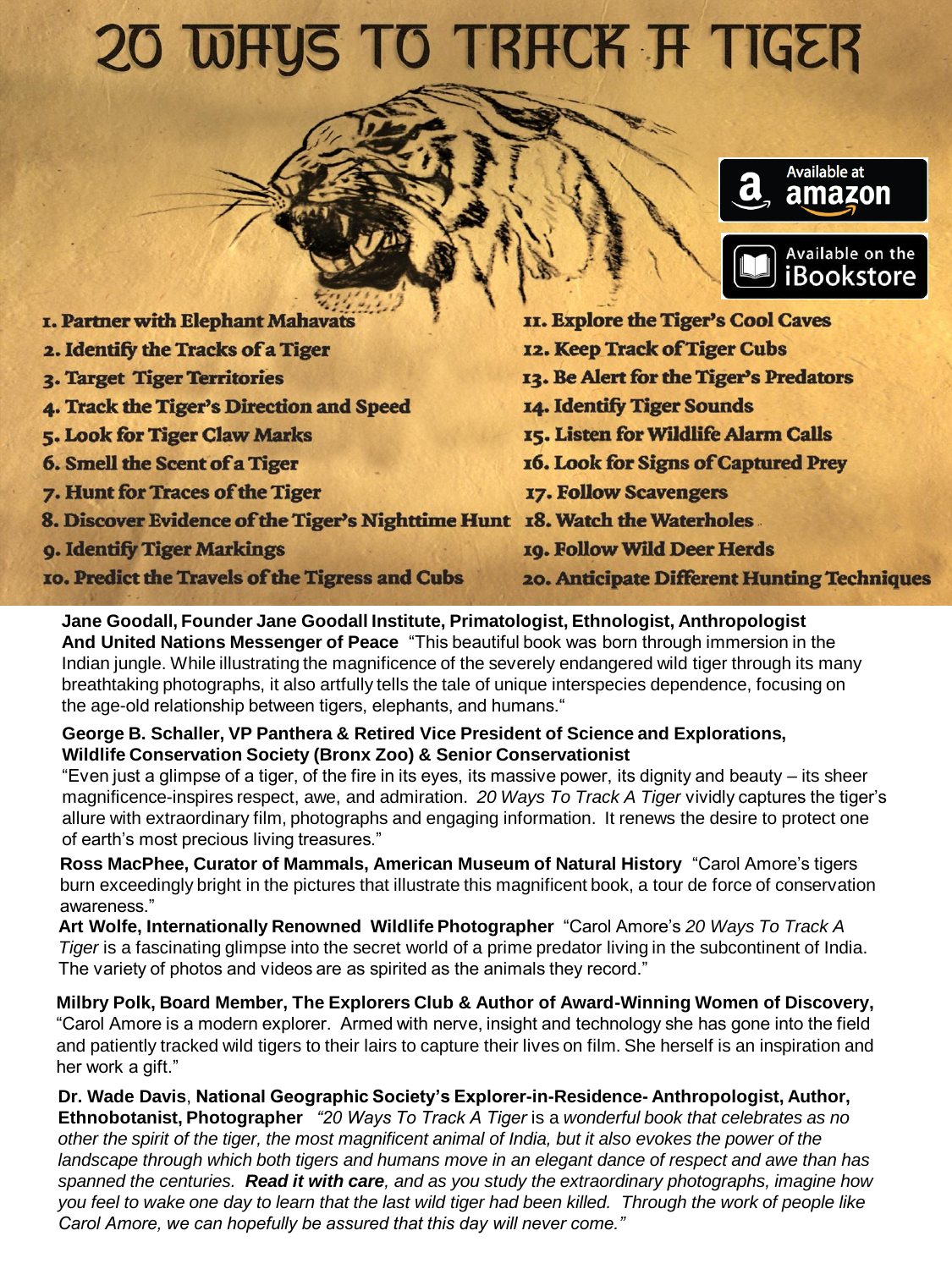# 20 WAYS TO TRACK A TIGER

Available at amazon

Available on the iBookstore

1. Partner with Elephant Mahavats
2. Identify the Tracks of a Tiger
3. Target Tiger Territories
4. Track the Tiger's Direction and Speed
5. Look for Tiger Claw Marks
6. Smell the Scent of a Tiger
7. Hunt for Traces of the Tiger
8. Discover Evidence of the Tiger's Nighttime Hunt
9. Identify Tiger Markings
10. Predict the Travels of the Tigress and Cubs
11. Explore the Tiger's Cool Caves
12. Keep Track of Tiger Cubs
13. Be Alert for the Tiger's Predators
14. Identify Tiger Sounds
15. Listen for Wildlife Alarm Calls
16. Look for Signs of Captured Prey
17. Follow Scavengers
18. Watch the Waterholes
19. Follow Wild Deer Herds
20. Anticipate Different Hunting Techniques

**Jane Goodall, Founder Jane Goodall Institute, Primatologist, Ethnologist, Anthropologist And United Nations Messenger of Peace** "This beautiful book was born through immersion in the Indian jungle. While illustrating the magnificence of the severely endangered wild tiger through its many breathtaking photographs, it also artfully tells the tale of unique interspecies dependence, focusing on the age-old relationship between tigers, elephants, and humans."

**George B. Schaller, VP Panthera & Retired Vice President of Science and Explorations, Wildlife Conservation Society (Bronx Zoo) & Senior Conservationist**
"Even just a glimpse of a tiger, of the fire in its eyes, its massive power, its dignity and beauty – its sheer magnificence-inspires respect, awe, and admiration. *20 Ways To Track A Tiger* vividly captures the tiger's allure with extraordinary film, photographs and engaging information. It renews the desire to protect one of earth's most precious living treasures."

**Ross MacPhee, Curator of Mammals, American Museum of Natural History** "Carol Amore's tigers burn exceedingly bright in the pictures that illustrate this magnificent book, a tour de force of conservation awareness."

**Art Wolfe, Internationally Renowned Wildlife Photographer** "Carol Amore's *20 Ways To Track A Tiger* is a fascinating glimpse into the secret world of a prime predator living in the subcontinent of India. The variety of photos and videos are as spirited as the animals they record."

**Milbry Polk, Board Member, The Explorers Club & Author of Award-Winning Women of Discovery,** "Carol Amore is a modern explorer. Armed with nerve, insight and technology she has gone into the field and patiently tracked wild tigers to their lairs to capture their lives on film. She herself is an inspiration and her work a gift."

**Dr. Wade Davis, National Geographic Society's Explorer-in-Residence- Anthropologist, Author, Ethnobotanist, Photographer** *"20 Ways To Track A Tiger is a wonderful book that celebrates as no other the spirit of the tiger, the most magnificent animal of India, but it also evokes the power of the landscape through which both tigers and humans move in an elegant dance of respect and awe than has spanned the centuries.* ***Read it with care****, and as you study the extraordinary photographs, imagine how you feel to wake one day to learn that the last wild tiger had been killed. Through the work of people like Carol Amore, we can hopefully be assured that this day will never come."*